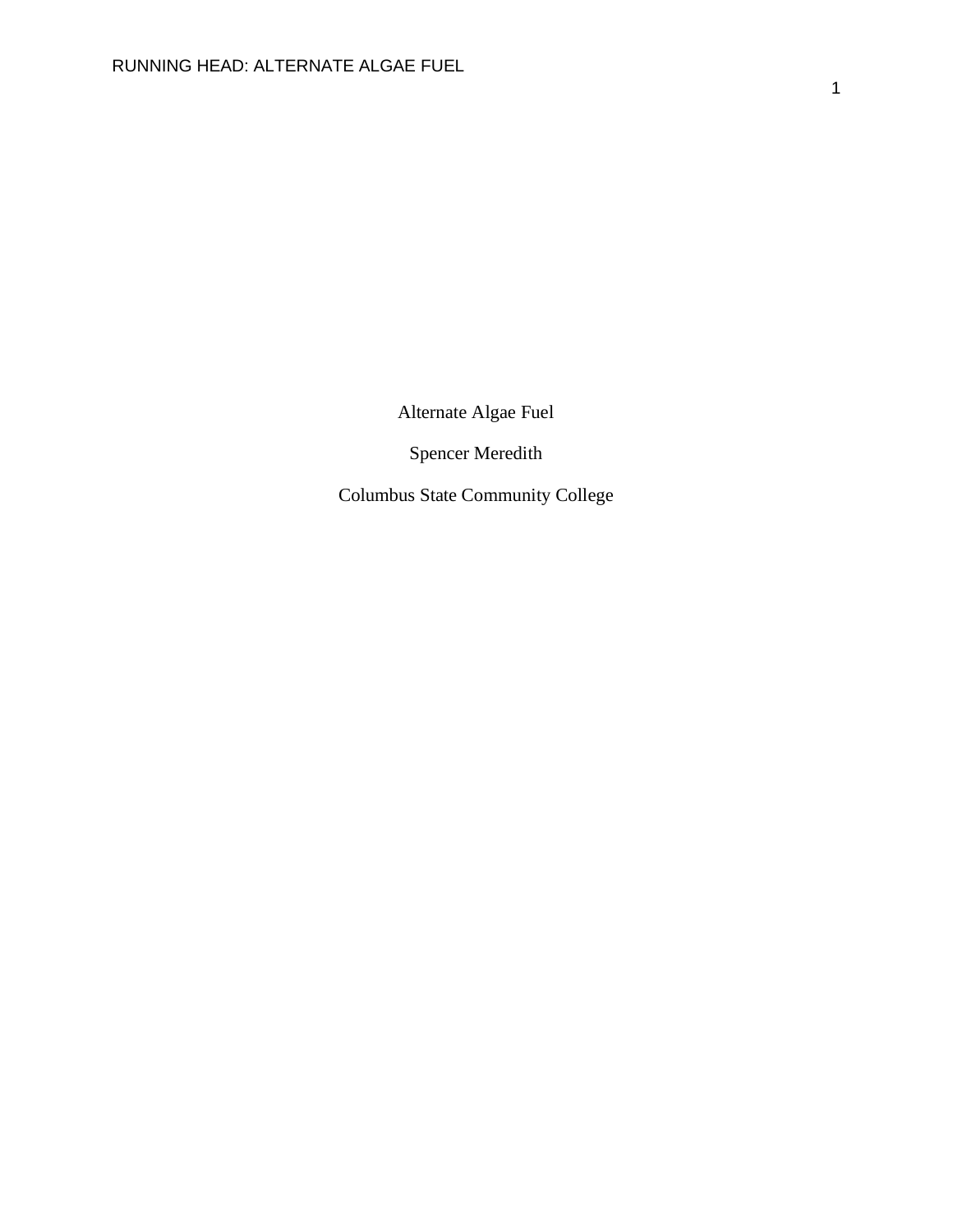Alternate Algae Fuel

Spencer Meredith

Columbus State Community College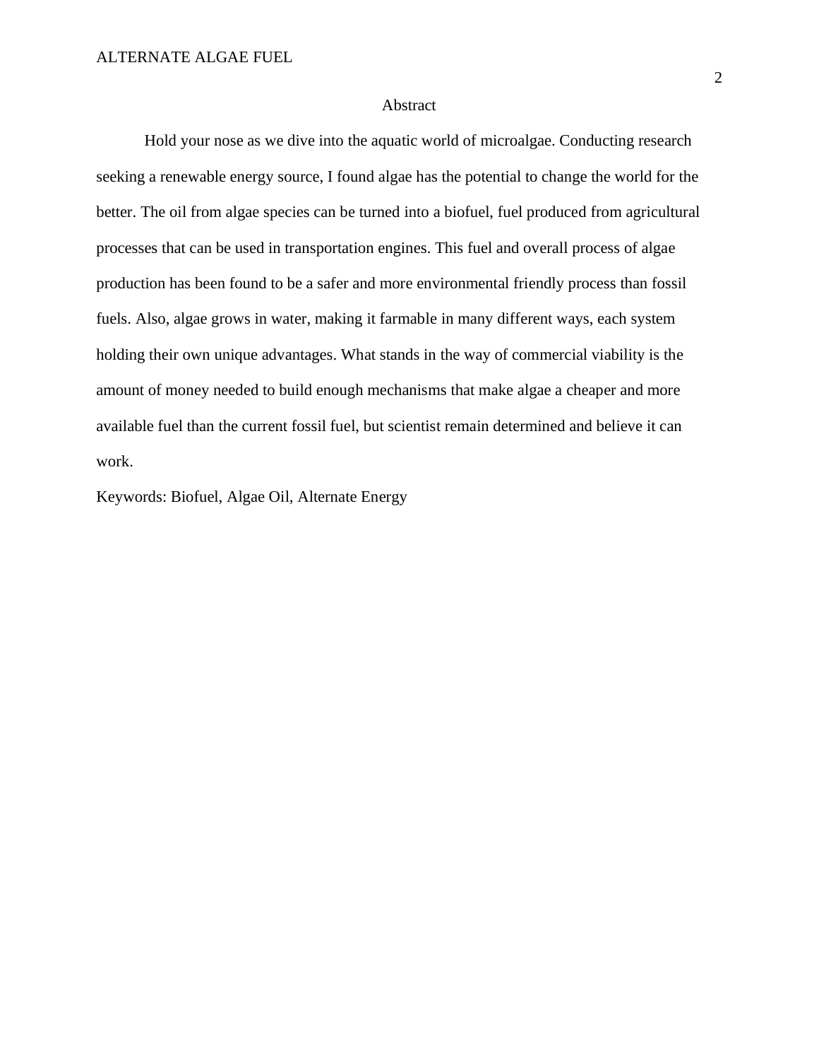# Abstract

Hold your nose as we dive into the aquatic world of microalgae. Conducting research seeking a renewable energy source, I found algae has the potential to change the world for the better. The oil from algae species can be turned into a biofuel, fuel produced from agricultural processes that can be used in transportation engines. This fuel and overall process of algae production has been found to be a safer and more environmental friendly process than fossil fuels. Also, algae grows in water, making it farmable in many different ways, each system holding their own unique advantages. What stands in the way of commercial viability is the amount of money needed to build enough mechanisms that make algae a cheaper and more available fuel than the current fossil fuel, but scientist remain determined and believe it can work.

Keywords: Biofuel, Algae Oil, Alternate Energy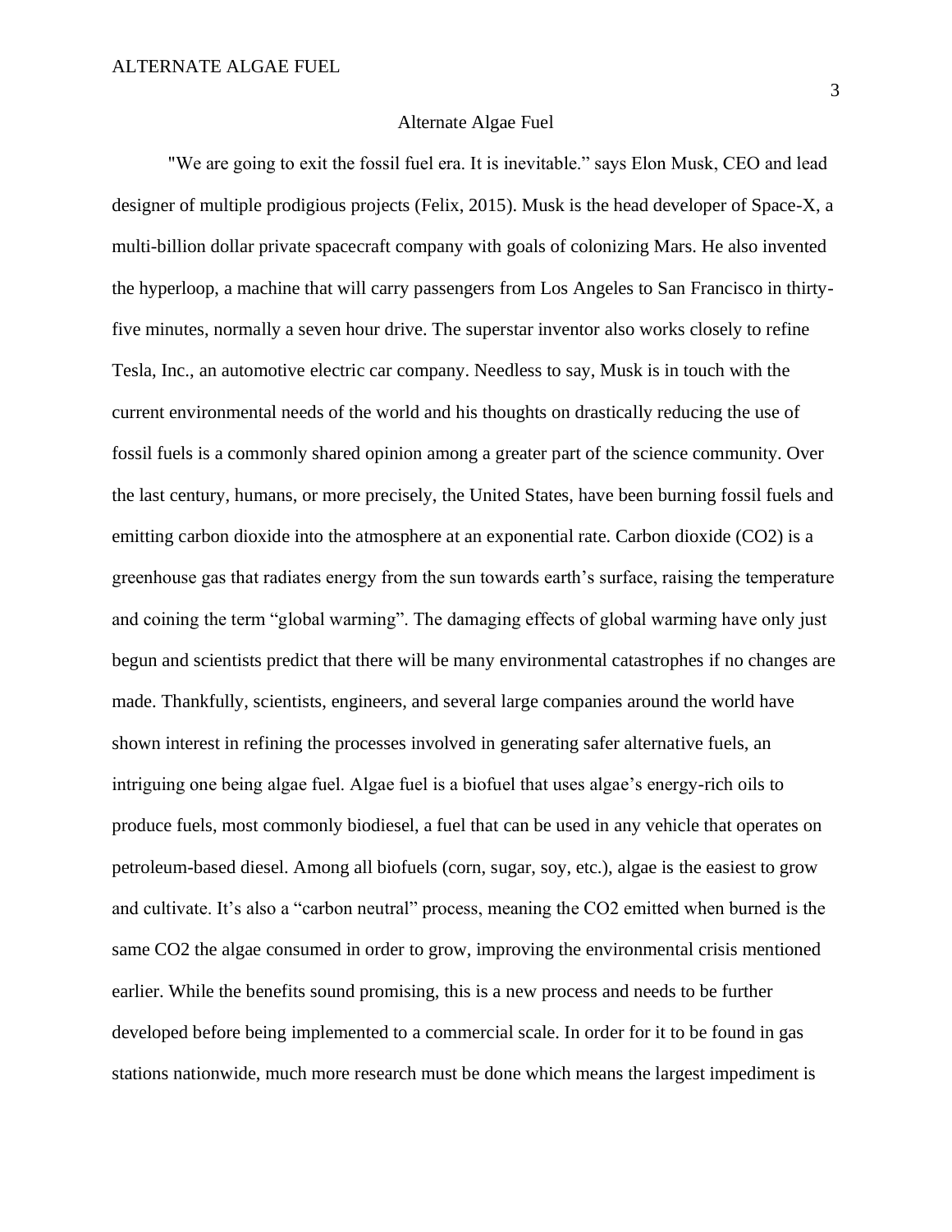# Alternate Algae Fuel

"We are going to exit the fossil fuel era. It is inevitable." says Elon Musk, CEO and lead designer of multiple prodigious projects (Felix, 2015). Musk is the head developer of Space-X, a multi-billion dollar private spacecraft company with goals of colonizing Mars. He also invented the hyperloop, a machine that will carry passengers from Los Angeles to San Francisco in thirty-five minutes, normally a seven hour drive. The superstar inventor also works closely to refine Tesla, Inc., an automotive electric car company. Needless to say, Musk is in touch with the current environmental needs of the world and his thoughts on drastically reducing the use of fossil fuels is a commonly shared opinion among a greater part of the science community. Over the last century, humans, or more precisely, the United States, have been burning fossil fuels and emitting carbon dioxide into the atmosphere at an exponential rate. Carbon dioxide ($CO_2$) is a greenhouse gas that radiates energy from the sun towards earth's surface, raising the temperature and coining the term "global warming". The damaging effects of global warming have only just begun and scientists predict that there will be many environmental catastrophes if no changes are made. Thankfully, scientists, engineers, and several large companies around the world have shown interest in refining the processes involved in generating safer alternative fuels, an intriguing one being algae fuel. Algae fuel is a biofuel that uses algae's energy-rich oils to produce fuels, most commonly biodiesel, a fuel that can be used in any vehicle that operates on petroleum-based diesel. Among all biofuels (corn, sugar, soy, etc.), algae is the easiest to grow and cultivate. It's also a "carbon neutral" process, meaning the $CO_2$ emitted when burned is the same $CO_2$ the algae consumed in order to grow, improving the environmental crisis mentioned earlier. While the benefits sound promising, this is a new process and needs to be further developed before being implemented to a commercial scale. In order for it to be found in gas stations nationwide, much more research must be done which means the largest impediment is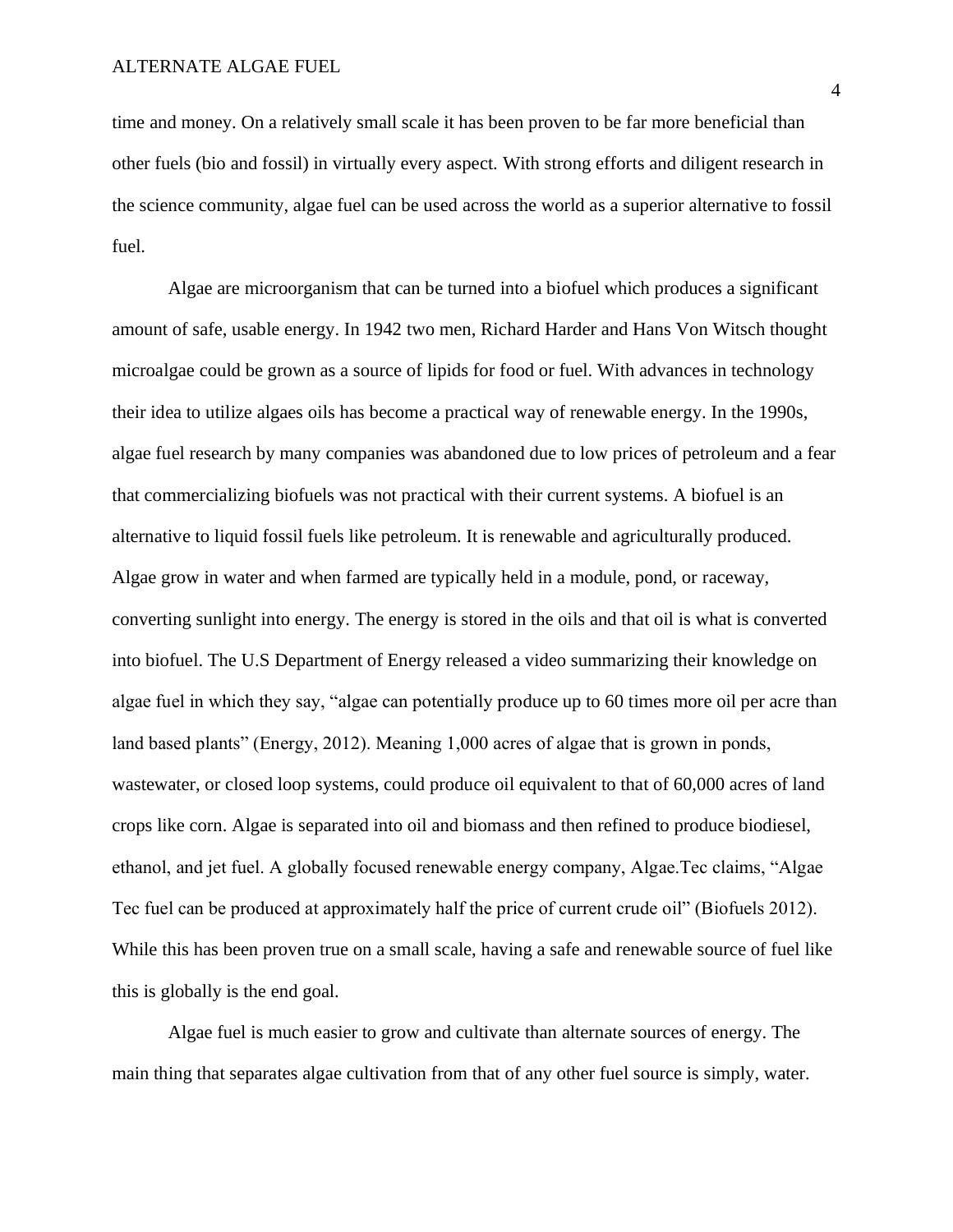time and money. On a relatively small scale it has been proven to be far more beneficial than other fuels (bio and fossil) in virtually every aspect. With strong efforts and diligent research in the science community, algae fuel can be used across the world as a superior alternative to fossil fuel.

Algae are microorganism that can be turned into a biofuel which produces a significant amount of safe, usable energy. In 1942 two men, Richard Harder and Hans Von Witsch thought microalgae could be grown as a source of lipids for food or fuel. With advances in technology their idea to utilize algaes oils has become a practical way of renewable energy. In the 1990s, algae fuel research by many companies was abandoned due to low prices of petroleum and a fear that commercializing biofuels was not practical with their current systems. A biofuel is an alternative to liquid fossil fuels like petroleum. It is renewable and agriculturally produced. Algae grow in water and when farmed are typically held in a module, pond, or raceway, converting sunlight into energy. The energy is stored in the oils and that oil is what is converted into biofuel. The U.S Department of Energy released a video summarizing their knowledge on algae fuel in which they say, "algae can potentially produce up to 60 times more oil per acre than land based plants" (Energy, 2012). Meaning 1,000 acres of algae that is grown in ponds, wastewater, or closed loop systems, could produce oil equivalent to that of 60,000 acres of land crops like corn. Algae is separated into oil and biomass and then refined to produce biodiesel, ethanol, and jet fuel. A globally focused renewable energy company, Algae.Tec claims, "Algae Tec fuel can be produced at approximately half the price of current crude oil" (Biofuels 2012). While this has been proven true on a small scale, having a safe and renewable source of fuel like this is globally is the end goal.

Algae fuel is much easier to grow and cultivate than alternate sources of energy. The main thing that separates algae cultivation from that of any other fuel source is simply, water.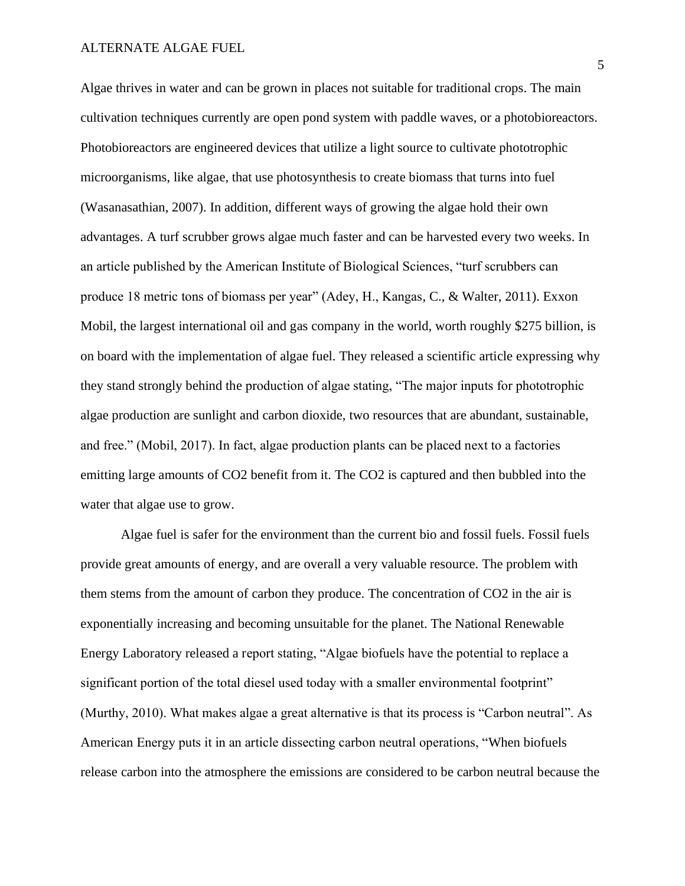Algae thrives in water and can be grown in places not suitable for traditional crops. The main cultivation techniques currently are open pond system with paddle waves, or a photobioreactors. Photobioreactors are engineered devices that utilize a light source to cultivate phototrophic microorganisms, like algae, that use photosynthesis to create biomass that turns into fuel (Wasanasathian, 2007). In addition, different ways of growing the algae hold their own advantages. A turf scrubber grows algae much faster and can be harvested every two weeks. In an article published by the American Institute of Biological Sciences, "turf scrubbers can produce 18 metric tons of biomass per year" (Adey, H., Kangas, C., & Walter, 2011). Exxon Mobil, the largest international oil and gas company in the world, worth roughly $275 billion, is on board with the implementation of algae fuel. They released a scientific article expressing why they stand strongly behind the production of algae stating, "The major inputs for phototrophic algae production are sunlight and carbon dioxide, two resources that are abundant, sustainable, and free." (Mobil, 2017). In fact, algae production plants can be placed next to a factories emitting large amounts of $CO_2$ benefit from it. The $CO_2$ is captured and then bubbled into the water that algae use to grow.

Algae fuel is safer for the environment than the current bio and fossil fuels. Fossil fuels provide great amounts of energy, and are overall a very valuable resource. The problem with them stems from the amount of carbon they produce. The concentration of $CO_2$ in the air is exponentially increasing and becoming unsuitable for the planet. The National Renewable Energy Laboratory released a report stating, "Algae biofuels have the potential to replace a significant portion of the total diesel used today with a smaller environmental footprint" (Murthy, 2010). What makes algae a great alternative is that its process is "Carbon neutral". As American Energy puts it in an article dissecting carbon neutral operations, "When biofuels release carbon into the atmosphere the emissions are considered to be carbon neutral because the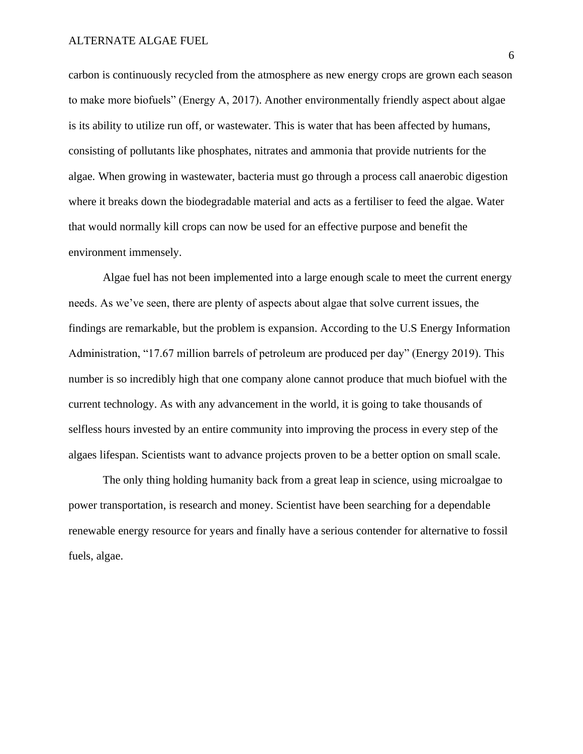carbon is continuously recycled from the atmosphere as new energy crops are grown each season to make more biofuels" (Energy A, 2017). Another environmentally friendly aspect about algae is its ability to utilize run off, or wastewater. This is water that has been affected by humans, consisting of pollutants like phosphates, nitrates and ammonia that provide nutrients for the algae. When growing in wastewater, bacteria must go through a process call anaerobic digestion where it breaks down the biodegradable material and acts as a fertiliser to feed the algae. Water that would normally kill crops can now be used for an effective purpose and benefit the environment immensely.

Algae fuel has not been implemented into a large enough scale to meet the current energy needs. As we've seen, there are plenty of aspects about algae that solve current issues, the findings are remarkable, but the problem is expansion. According to the U.S Energy Information Administration, "17.67 million barrels of petroleum are produced per day" (Energy 2019). This number is so incredibly high that one company alone cannot produce that much biofuel with the current technology. As with any advancement in the world, it is going to take thousands of selfless hours invested by an entire community into improving the process in every step of the algaes lifespan. Scientists want to advance projects proven to be a better option on small scale.

The only thing holding humanity back from a great leap in science, using microalgae to power transportation, is research and money. Scientist have been searching for a dependable renewable energy resource for years and finally have a serious contender for alternative to fossil fuels, algae.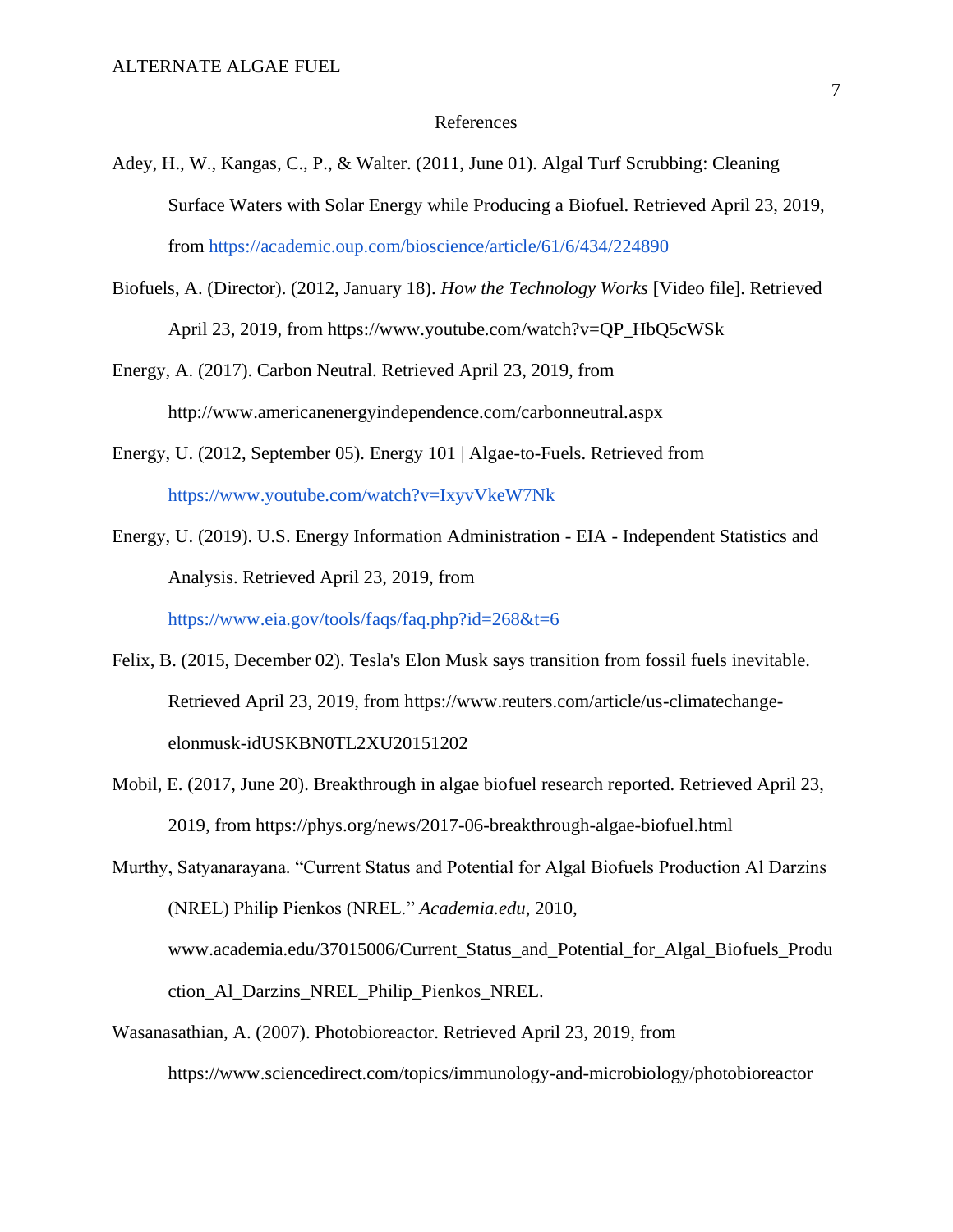# References

Adey, H., W., Kangas, C., P., & Walter. (2011, June 01). Algal Turf Scrubbing: Cleaning Surface Waters with Solar Energy while Producing a Biofuel. Retrieved April 23, 2019, from https://academic.oup.com/bioscience/article/61/6/434/224890

Biofuels, A. (Director). (2012, January 18). *How the Technology Works* [Video file]. Retrieved April 23, 2019, from https://www.youtube.com/watch?v=QP_HbQ5cWSk

Energy, A. (2017). Carbon Neutral. Retrieved April 23, 2019, from http://www.americanenergyindependence.com/carbonneutral.aspx

Energy, U. (2012, September 05). Energy 101 | Algae-to-Fuels. Retrieved from https://www.youtube.com/watch?v=IxyvVkeW7Nk

Energy, U. (2019). U.S. Energy Information Administration - EIA - Independent Statistics and Analysis. Retrieved April 23, 2019, from https://www.eia.gov/tools/faqs/faq.php?id=268&t=6

Felix, B. (2015, December 02). Tesla's Elon Musk says transition from fossil fuels inevitable. Retrieved April 23, 2019, from https://www.reuters.com/article/us-climatechange-elonmusk-idUSKBN0TL2XU20151202

Mobil, E. (2017, June 20). Breakthrough in algae biofuel research reported. Retrieved April 23, 2019, from https://phys.org/news/2017-06-breakthrough-algae-biofuel.html

Murthy, Satyanarayana. "Current Status and Potential for Algal Biofuels Production Al Darzins (NREL) Philip Pienkos (NREL." *Academia.edu*, 2010, www.academia.edu/37015006/Current_Status_and_Potential_for_Algal_Biofuels_Production_Al_Darzins_NREL_Philip_Pienkos_NREL.

Wasanasathian, A. (2007). Photobioreactor. Retrieved April 23, 2019, from https://www.sciencedirect.com/topics/immunology-and-microbiology/photobioreactor